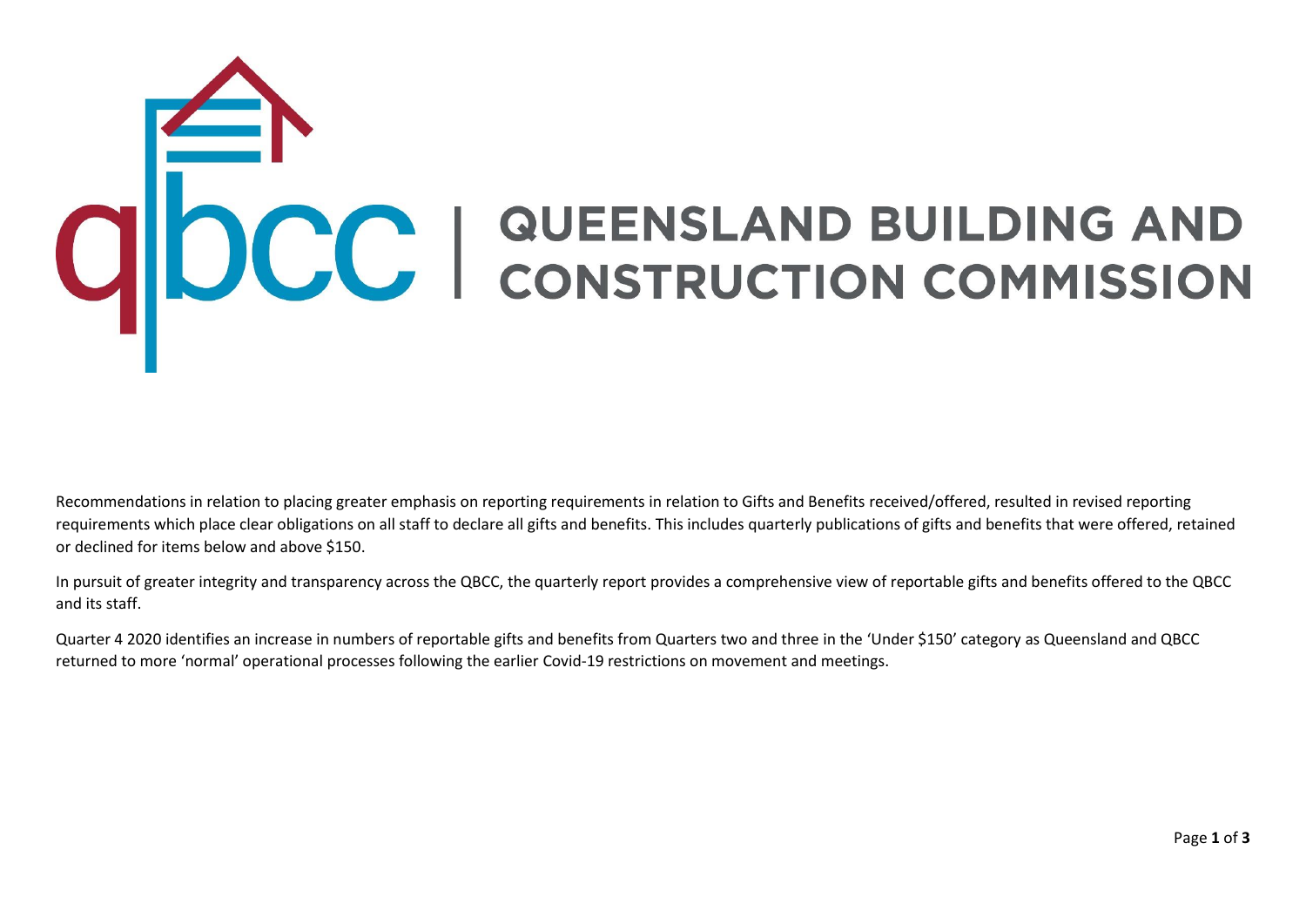# QUEENSLAND BUILDING AND CONSTRUCTION COMMISSION

Recommendations in relation to placing greater emphasis on reporting requirements in relation to Gifts and Benefits received/offered, resulted in revised reporting requirements which place clear obligations on all staff to declare all gifts and benefits. This includes quarterly publications of gifts and benefits that were offered, retained or declined for items below and above $150.

In pursuit of greater integrity and transparency across the QBCC, the quarterly report provides a comprehensive view of reportable gifts and benefits offered to the QBCC and its staff.

Quarter 4 2020 identifies an increase in numbers of reportable gifts and benefits from Quarters two and three in the 'Under $150' category as Queensland and QBCC returned to more 'normal' operational processes following the earlier Covid-19 restrictions on movement and meetings.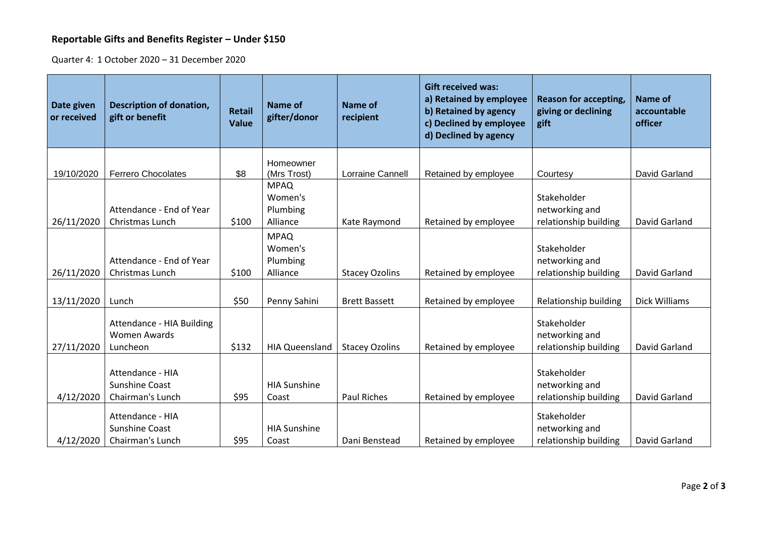**Reportable Gifts and Benefits Register – Under $150**

Quarter 4: 1 October 2020 – 31 December 2020

| Date given or received | Description of donation, gift or benefit | Retail Value | Name of gifter/donor | Name of recipient | Gift received was: a) Retained by employee b) Retained by agency c) Declined by employee d) Declined by agency | Reason for accepting, giving or declining gift | Name of accountable officer |
|---|---|---|---|---|---|---|---|
| 19/10/2020 | Ferrero Chocolates | $8 | Homeowner (Mrs Trost) | Lorraine Cannell | Retained by employee | Courtesy | David Garland |
| 26/11/2020 | Attendance - End of Year Christmas Lunch | $100 | MPAQ Women's Plumbing Alliance | Kate Raymond | Retained by employee | Stakeholder networking and relationship building | David Garland |
| 26/11/2020 | Attendance - End of Year Christmas Lunch | $100 | MPAQ Women's Plumbing Alliance | Stacey Ozolins | Retained by employee | Stakeholder networking and relationship building | David Garland |
| 13/11/2020 | Lunch | $50 | Penny Sahini | Brett Bassett | Retained by employee | Relationship building | Dick Williams |
| 27/11/2020 | Attendance - HIA Building Women Awards Luncheon | $132 | HIA Queensland | Stacey Ozolins | Retained by employee | Stakeholder networking and relationship building | David Garland |
| 4/12/2020 | Attendance - HIA Sunshine Coast Chairman's Lunch | $95 | HIA Sunshine Coast | Paul Riches | Retained by employee | Stakeholder networking and relationship building | David Garland |
| 4/12/2020 | Attendance - HIA Sunshine Coast Chairman's Lunch | $95 | HIA Sunshine Coast | Dani Benstead | Retained by employee | Stakeholder networking and relationship building | David Garland |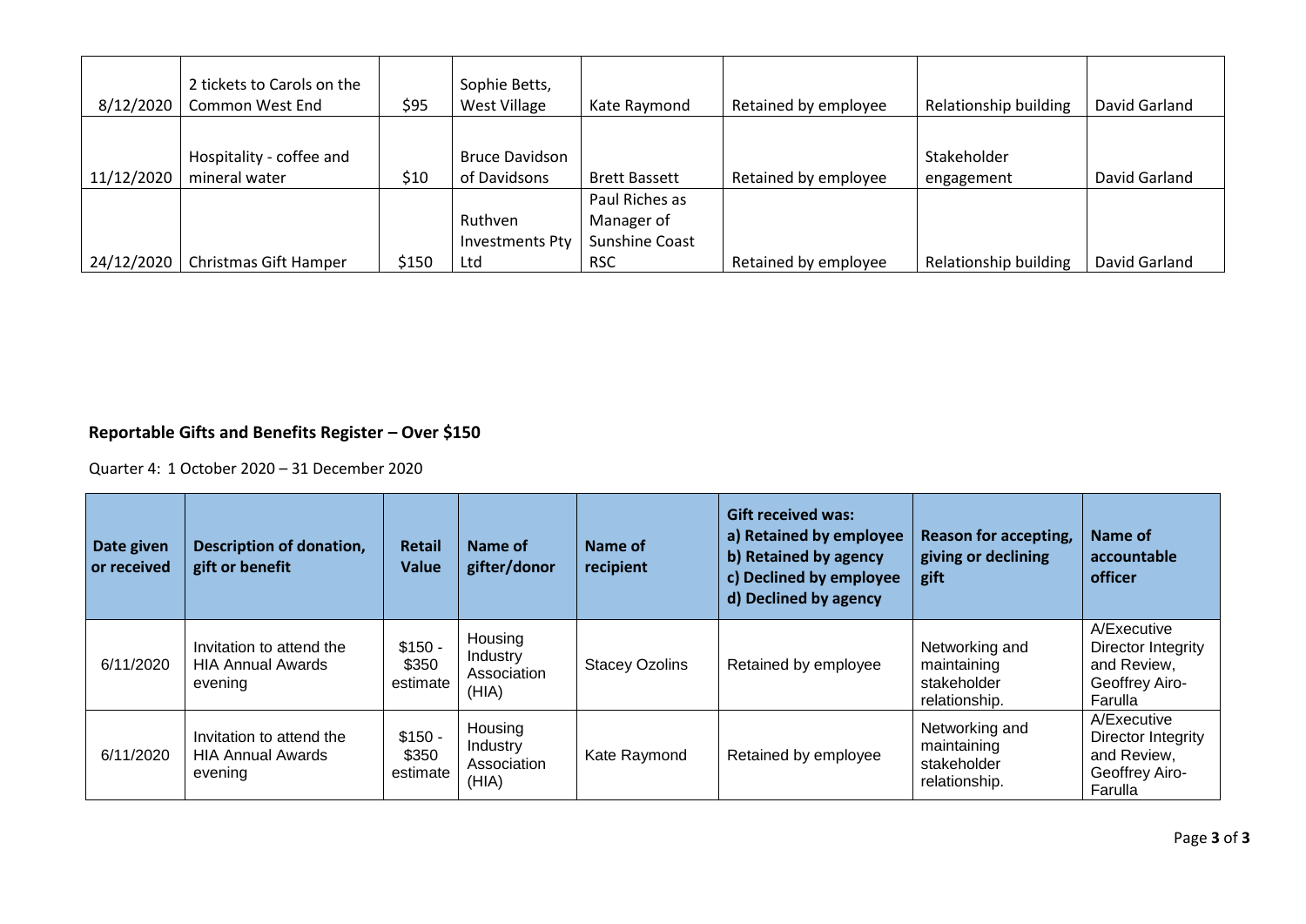| | | | | | | | |
|---|---|---|---|---|---|---|---|
| 8/12/2020 | 2 tickets to Carols on the Common West End | $95 | Sophie Betts, West Village | Kate Raymond | Retained by employee | Relationship building | David Garland |
| 11/12/2020 | Hospitality - coffee and mineral water | $10 | Bruce Davidson of Davidsons | Brett Bassett | Retained by employee | Stakeholder engagement | David Garland |
| 24/12/2020 | Christmas Gift Hamper | $150 | Ruthven Investments Pty Ltd | Paul Riches as Manager of Sunshine Coast RSC | Retained by employee | Relationship building | David Garland |

## Reportable Gifts and Benefits Register – Over $150

Quarter 4: 1 October 2020 – 31 December 2020

| Date given or received | Description of donation, gift or benefit | Retail Value | Name of gifter/donor | Name of recipient | Gift received was: a) Retained by employee b) Retained by agency c) Declined by employee d) Declined by agency | Reason for accepting, giving or declining gift | Name of accountable officer |
|---|---|---|---|---|---|---|---|
| 6/11/2020 | Invitation to attend the HIA Annual Awards evening | $150 - $350 estimate | Housing Industry Association (HIA) | Stacey Ozolins | Retained by employee | Networking and maintaining stakeholder relationship. | A/Executive Director Integrity and Review, Geoffrey Airo-Farulla |
| 6/11/2020 | Invitation to attend the HIA Annual Awards evening | $150 - $350 estimate | Housing Industry Association (HIA) | Kate Raymond | Retained by employee | Networking and maintaining stakeholder relationship. | A/Executive Director Integrity and Review, Geoffrey Airo-Farulla |